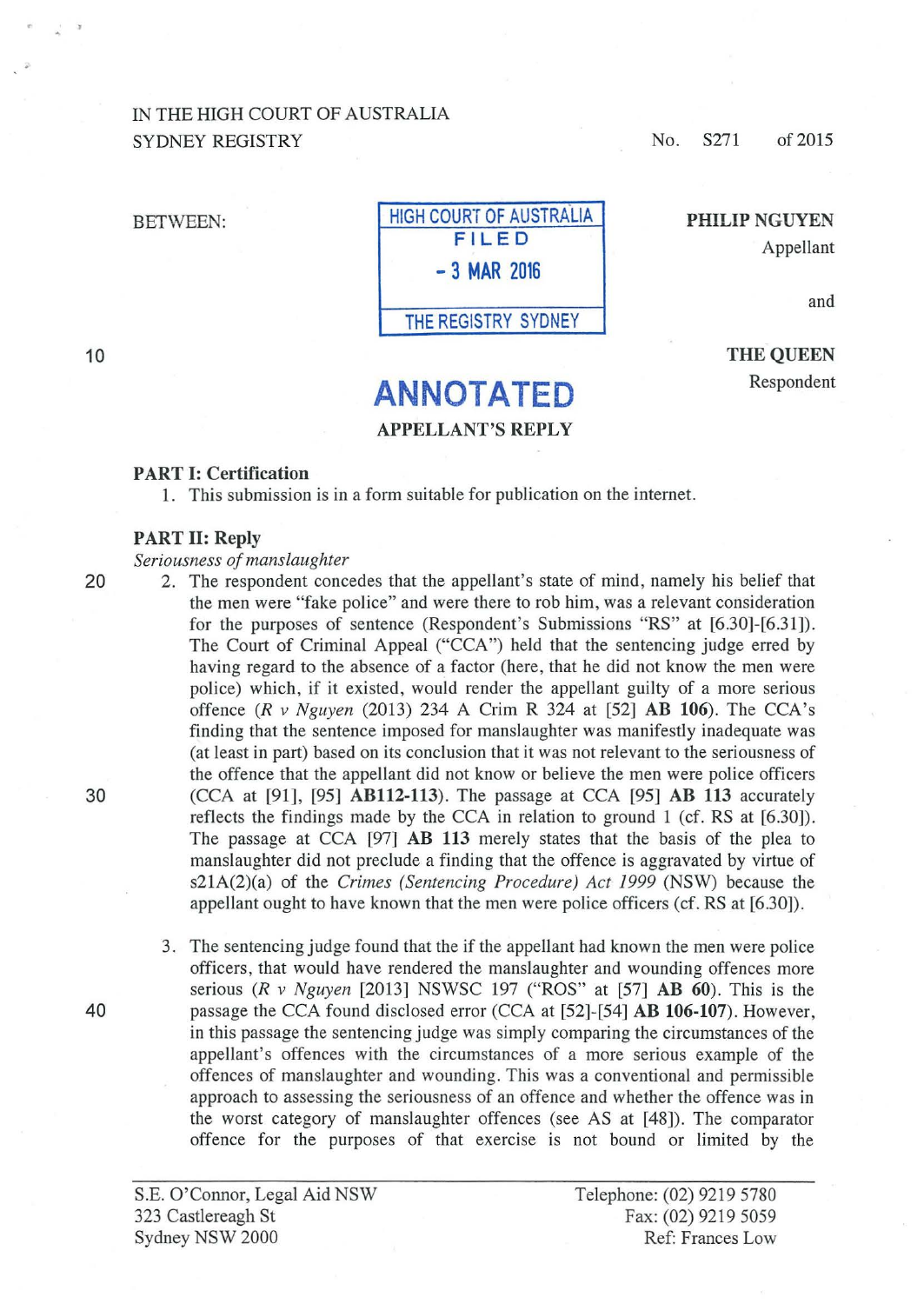IN THE HIGH COURT OF AUSTRALIA
SYDNEY REGISTRY

No. S271 of 2015

BETWEEN:

HIGH COURT OF AUSTRALIA
FILED
- 3 MAR 2016
THE REGISTRY SYDNEY

**PHILIP NGUYEN**
Appellant

and

**THE QUEEN**
Respondent

# ANNOTATED

**APPELLANT'S REPLY**

**PART I: Certification**

1. This submission is in a form suitable for publication on the internet.

**PART II: Reply**

*Seriousness of manslaughter*

2. The respondent concedes that the appellant's state of mind, namely his belief that the men were "fake police" and were there to rob him, was a relevant consideration for the purposes of sentence (Respondent's Submissions "RS" at [6.30]-[6.31]). The Court of Criminal Appeal ("CCA") held that the sentencing judge erred by having regard to the absence of a factor (here, that he did not know the men were police) which, if it existed, would render the appellant guilty of a more serious offence (*R v Nguyen* (2013) 234 A Crim R 324 at [52] **AB 106**). The CCA's finding that the sentence imposed for manslaughter was manifestly inadequate was (at least in part) based on its conclusion that it was not relevant to the seriousness of the offence that the appellant did not know or believe the men were police officers (CCA at [91], [95] **AB112-113**). The passage at CCA [95] **AB 113** accurately reflects the findings made by the CCA in relation to ground 1 (cf. RS at [6.30]). The passage at CCA [97] **AB 113** merely states that the basis of the plea to manslaughter did not preclude a finding that the offence is aggravated by virtue of s21A(2)(a) of the *Crimes (Sentencing Procedure) Act 1999* (NSW) because the appellant ought to have known that the men were police officers (cf. RS at [6.30]).

3. The sentencing judge found that the if the appellant had known the men were police officers, that would have rendered the manslaughter and wounding offences more serious (*R v Nguyen* [2013] NSWSC 197 ("ROS" at [57] **AB 60**). This is the passage the CCA found disclosed error (CCA at [52]-[54] **AB 106-107**). However, in this passage the sentencing judge was simply comparing the circumstances of the appellant's offences with the circumstances of a more serious example of the offences of manslaughter and wounding. This was a conventional and permissible approach to assessing the seriousness of an offence and whether the offence was in the worst category of manslaughter offences (see AS at [48]). The comparator offence for the purposes of that exercise is not bound or limited by the

S.E. O'Connor, Legal Aid NSW
323 Castlereagh St
Sydney NSW 2000

Telephone: (02) 9219 5780
Fax: (02) 9219 5059
Ref: Frances Low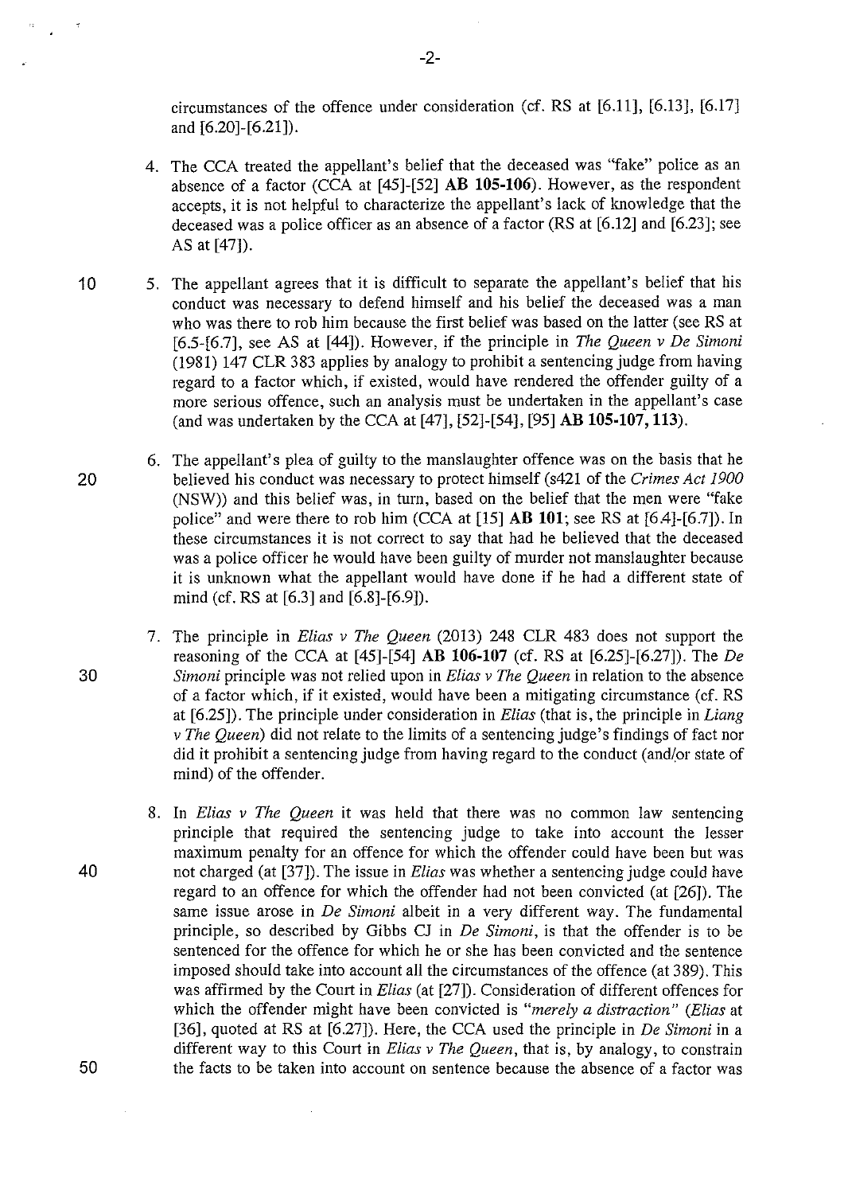circumstances of the offence under consideration (cf. RS at [6.11], [6.13], [6.17] and [6.20]-[6.21]).

4. The CCA treated the appellant's belief that the deceased was "fake" police as an absence of a factor (CCA at [45]-[52] **AB 105-106**). However, as the respondent accepts, it is not helpful to characterize the appellant's lack of knowledge that the deceased was a police officer as an absence of a factor (RS at [6.12] and [6.23]; see AS at [47]).

5. The appellant agrees that it is difficult to separate the appellant's belief that his conduct was necessary to defend himself and his belief the deceased was a man who was there to rob him because the first belief was based on the latter (see RS at [6.5-[6.7], see AS at [44]). However, if the principle in *The Queen v De Simoni* (1981) 147 CLR 383 applies by analogy to prohibit a sentencing judge from having regard to a factor which, if existed, would have rendered the offender guilty of a more serious offence, such an analysis must be undertaken in the appellant's case (and was undertaken by the CCA at [47], [52]-[54], [95] **AB 105-107, 113**).

6. The appellant's plea of guilty to the manslaughter offence was on the basis that he believed his conduct was necessary to protect himself (s421 of the *Crimes Act 1900* (NSW)) and this belief was, in turn, based on the belief that the men were "fake police" and were there to rob him (CCA at [15] **AB 101**; see RS at [6.4]-[6.7]). In these circumstances it is not correct to say that had he believed that the deceased was a police officer he would have been guilty of murder not manslaughter because it is unknown what the appellant would have done if he had a different state of mind (cf. RS at [6.3] and [6.8]-[6.9]).

7. The principle in *Elias v The Queen* (2013) 248 CLR 483 does not support the reasoning of the CCA at [45]-[54] **AB 106-107** (cf. RS at [6.25]-[6.27]). The *De Simoni* principle was not relied upon in *Elias v The Queen* in relation to the absence of a factor which, if it existed, would have been a mitigating circumstance (cf. RS at [6.25]). The principle under consideration in *Elias* (that is, the principle in *Liang v The Queen*) did not relate to the limits of a sentencing judge's findings of fact nor did it prohibit a sentencing judge from having regard to the conduct (and/or state of mind) of the offender.

8. In *Elias v The Queen* it was held that there was no common law sentencing principle that required the sentencing judge to take into account the lesser maximum penalty for an offence for which the offender could have been but was not charged (at [37]). The issue in *Elias* was whether a sentencing judge could have regard to an offence for which the offender had not been convicted (at [26]). The same issue arose in *De Simoni* albeit in a very different way. The fundamental principle, so described by Gibbs CJ in *De Simoni*, is that the offender is to be sentenced for the offence for which he or she has been convicted and the sentence imposed should take into account all the circumstances of the offence (at 389). This was affirmed by the Court in *Elias* (at [27]). Consideration of different offences for which the offender might have been convicted is *"merely a distraction"* (*Elias* at [36], quoted at RS at [6.27]). Here, the CCA used the principle in *De Simoni* in a different way to this Court in *Elias v The Queen*, that is, by analogy, to constrain the facts to be taken into account on sentence because the absence of a factor was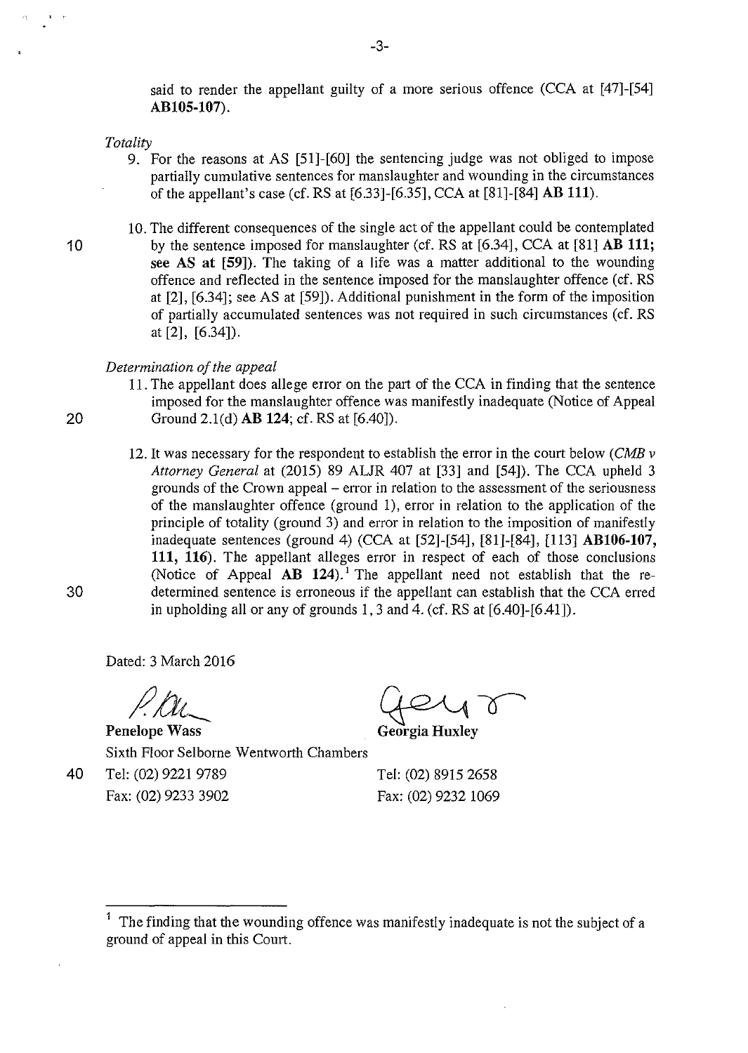said to render the appellant guilty of a more serious offence (CCA at [47]-[54] **AB105-107**).

*Totality*

9. For the reasons at AS [51]-[60] the sentencing judge was not obliged to impose partially cumulative sentences for manslaughter and wounding in the circumstances of the appellant's case (cf. RS at [6.33]-[6.35], CCA at [81]-[84] **AB 111**).

10. The different consequences of the single act of the appellant could be contemplated by the sentence imposed for manslaughter (cf. RS at [6.34], CCA at [81] **AB 111; see AS at [59]**). The taking of a life was a matter additional to the wounding offence and reflected in the sentence imposed for the manslaughter offence (cf. RS at [2], [6.34]; see AS at [59]). Additional punishment in the form of the imposition of partially accumulated sentences was not required in such circumstances (cf. RS at [2], [6.34]).

*Determination of the appeal*

11. The appellant does allege error on the part of the CCA in finding that the sentence imposed for the manslaughter offence was manifestly inadequate (Notice of Appeal Ground 2.1(d) **AB 124**; cf. RS at [6.40]).

12. It was necessary for the respondent to establish the error in the court below (*CMB v Attorney General* at (2015) 89 ALJR 407 at [33] and [54]). The CCA upheld 3 grounds of the Crown appeal – error in relation to the assessment of the seriousness of the manslaughter offence (ground 1), error in relation to the application of the principle of totality (ground 3) and error in relation to the imposition of manifestly inadequate sentences (ground 4) (CCA at [52]-[54], [81]-[84], [113] **AB106-107, 111, 116**). The appellant alleges error in respect of each of those conclusions (Notice of Appeal **AB 124**).[1] The appellant need not establish that the re-determined sentence is erroneous if the appellant can establish that the CCA erred in upholding all or any of grounds 1, 3 and 4. (cf. RS at [6.40]-[6.41]).

Dated: 3 March 2016

**Penelope Wass**
Sixth Floor Selborne Wentworth Chambers
Tel: (02) 9221 9789
Fax: (02) 9233 3902

**Georgia Huxley**
Tel: (02) 8915 2658
Fax: (02) 9232 1069

---

[1] The finding that the wounding offence was manifestly inadequate is not the subject of a ground of appeal in this Court.